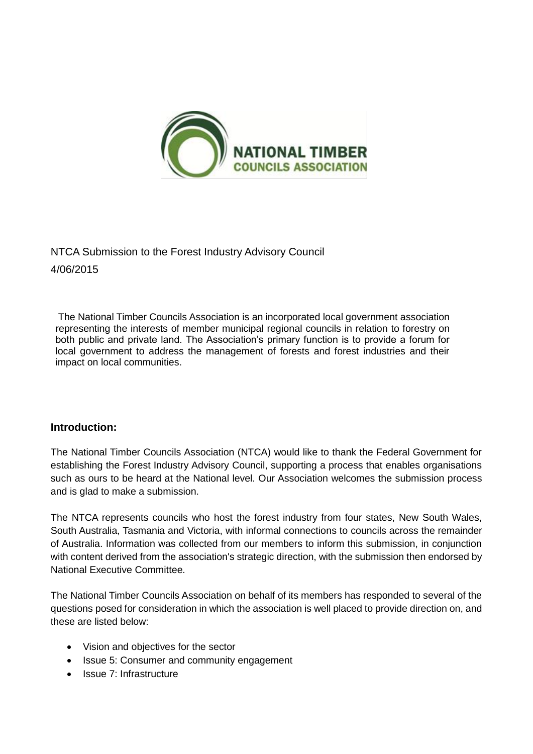NTCA Submission to the Forest Industry Advisory Council

4/06/2015

The National Timber Councils Association is an incorporated local government association representing the interests of member municipal regional councils in relation to forestry on both public and private land. The Association's primary function is to provide a forum for local government to address the management of forests and forest industries and their impact on local communities.

## Introduction:

The National Timber Councils Association (NTCA) would like to thank the Federal Government for establishing the Forest Industry Advisory Council, supporting a process that enables organisations such as ours to be heard at the National level. Our Association welcomes the submission process and is glad to make a submission.

The NTCA represents councils who host the forest industry from four states, New South Wales, South Australia, Tasmania and Victoria, with informal connections to councils across the remainder of Australia. Information was collected from our members to inform this submission, in conjunction with content derived from the association's strategic direction, with the submission then endorsed by National Executive Committee.

The National Timber Councils Association on behalf of its members has responded to several of the questions posed for consideration in which the association is well placed to provide direction on, and these are listed below:

- Vision and objectives for the sector
- Issue 5: Consumer and community engagement
- Issue 7: Infrastructure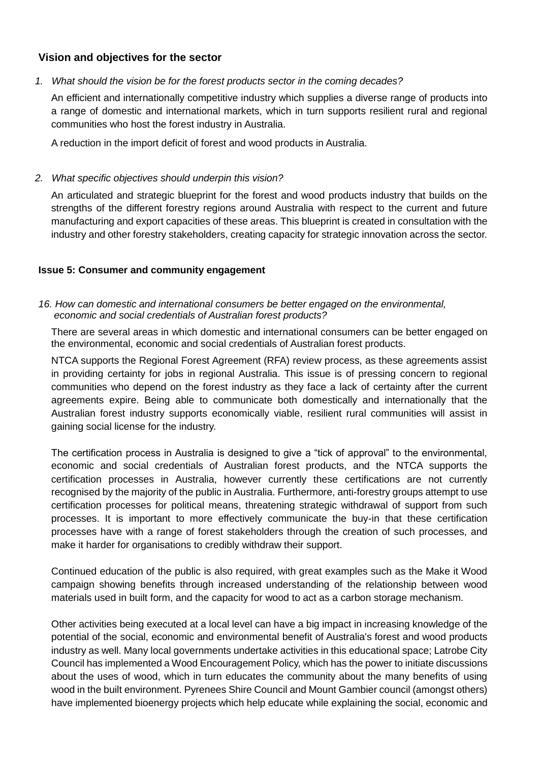## Vision and objectives for the sector

*1. What should the vision be for the forest products sector in the coming decades?*

An efficient and internationally competitive industry which supplies a diverse range of products into a range of domestic and international markets, which in turn supports resilient rural and regional communities who host the forest industry in Australia.

A reduction in the import deficit of forest and wood products in Australia.

*2. What specific objectives should underpin this vision?*

An articulated and strategic blueprint for the forest and wood products industry that builds on the strengths of the different forestry regions around Australia with respect to the current and future manufacturing and export capacities of these areas. This blueprint is created in consultation with the industry and other forestry stakeholders, creating capacity for strategic innovation across the sector.

## Issue 5: Consumer and community engagement

*16. How can domestic and international consumers be better engaged on the environmental, economic and social credentials of Australian forest products?*

There are several areas in which domestic and international consumers can be better engaged on the environmental, economic and social credentials of Australian forest products.

NTCA supports the Regional Forest Agreement (RFA) review process, as these agreements assist in providing certainty for jobs in regional Australia. This issue is of pressing concern to regional communities who depend on the forest industry as they face a lack of certainty after the current agreements expire. Being able to communicate both domestically and internationally that the Australian forest industry supports economically viable, resilient rural communities will assist in gaining social license for the industry.

The certification process in Australia is designed to give a "tick of approval" to the environmental, economic and social credentials of Australian forest products, and the NTCA supports the certification processes in Australia, however currently these certifications are not currently recognised by the majority of the public in Australia. Furthermore, anti-forestry groups attempt to use certification processes for political means, threatening strategic withdrawal of support from such processes. It is important to more effectively communicate the buy-in that these certification processes have with a range of forest stakeholders through the creation of such processes, and make it harder for organisations to credibly withdraw their support.

Continued education of the public is also required, with great examples such as the Make it Wood campaign showing benefits through increased understanding of the relationship between wood materials used in built form, and the capacity for wood to act as a carbon storage mechanism.

Other activities being executed at a local level can have a big impact in increasing knowledge of the potential of the social, economic and environmental benefit of Australia's forest and wood products industry as well. Many local governments undertake activities in this educational space; Latrobe City Council has implemented a Wood Encouragement Policy, which has the power to initiate discussions about the uses of wood, which in turn educates the community about the many benefits of using wood in the built environment. Pyrenees Shire Council and Mount Gambier council (amongst others) have implemented bioenergy projects which help educate while explaining the social, economic and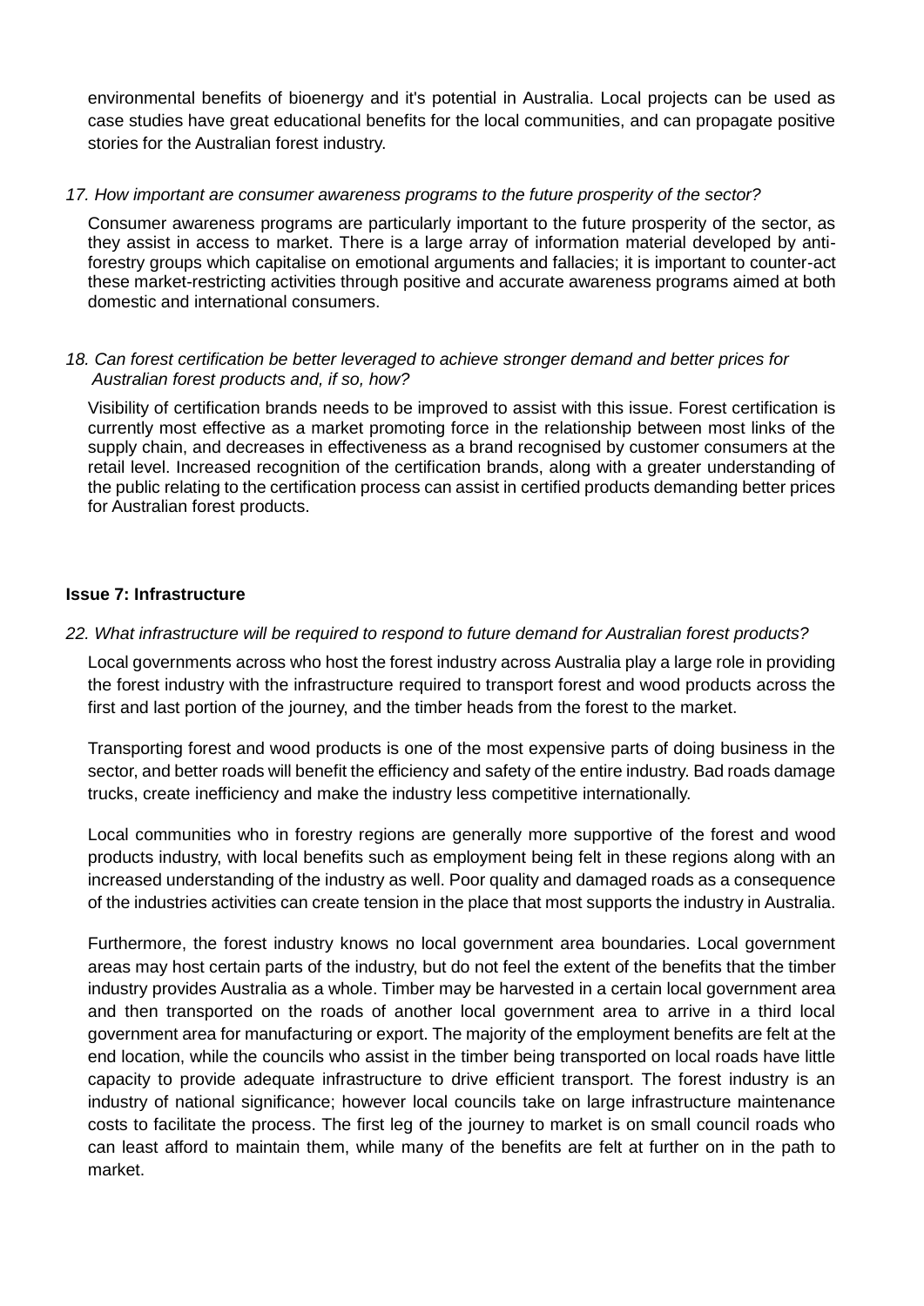environmental benefits of bioenergy and it's potential in Australia. Local projects can be used as case studies have great educational benefits for the local communities, and can propagate positive stories for the Australian forest industry.

*17. How important are consumer awareness programs to the future prosperity of the sector?*

Consumer awareness programs are particularly important to the future prosperity of the sector, as they assist in access to market. There is a large array of information material developed by anti-forestry groups which capitalise on emotional arguments and fallacies; it is important to counter-act these market-restricting activities through positive and accurate awareness programs aimed at both domestic and international consumers.

*18. Can forest certification be better leveraged to achieve stronger demand and better prices for Australian forest products and, if so, how?*

Visibility of certification brands needs to be improved to assist with this issue. Forest certification is currently most effective as a market promoting force in the relationship between most links of the supply chain, and decreases in effectiveness as a brand recognised by customer consumers at the retail level. Increased recognition of the certification brands, along with a greater understanding of the public relating to the certification process can assist in certified products demanding better prices for Australian forest products.

**Issue 7: Infrastructure**

*22. What infrastructure will be required to respond to future demand for Australian forest products?*

Local governments across who host the forest industry across Australia play a large role in providing the forest industry with the infrastructure required to transport forest and wood products across the first and last portion of the journey, and the timber heads from the forest to the market.

Transporting forest and wood products is one of the most expensive parts of doing business in the sector, and better roads will benefit the efficiency and safety of the entire industry. Bad roads damage trucks, create inefficiency and make the industry less competitive internationally.

Local communities who in forestry regions are generally more supportive of the forest and wood products industry, with local benefits such as employment being felt in these regions along with an increased understanding of the industry as well. Poor quality and damaged roads as a consequence of the industries activities can create tension in the place that most supports the industry in Australia.

Furthermore, the forest industry knows no local government area boundaries. Local government areas may host certain parts of the industry, but do not feel the extent of the benefits that the timber industry provides Australia as a whole. Timber may be harvested in a certain local government area and then transported on the roads of another local government area to arrive in a third local government area for manufacturing or export. The majority of the employment benefits are felt at the end location, while the councils who assist in the timber being transported on local roads have little capacity to provide adequate infrastructure to drive efficient transport. The forest industry is an industry of national significance; however local councils take on large infrastructure maintenance costs to facilitate the process. The first leg of the journey to market is on small council roads who can least afford to maintain them, while many of the benefits are felt at further on in the path to market.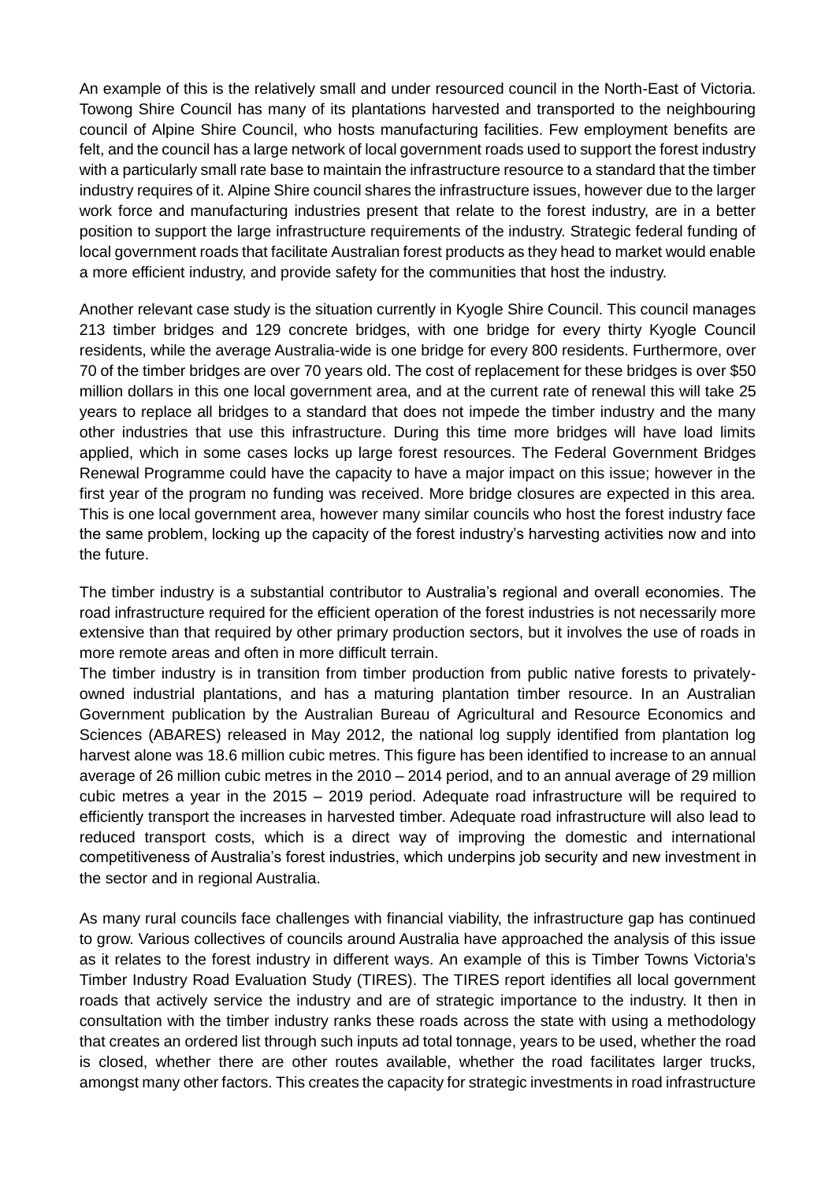An example of this is the relatively small and under resourced council in the North-East of Victoria. Towong Shire Council has many of its plantations harvested and transported to the neighbouring council of Alpine Shire Council, who hosts manufacturing facilities. Few employment benefits are felt, and the council has a large network of local government roads used to support the forest industry with a particularly small rate base to maintain the infrastructure resource to a standard that the timber industry requires of it. Alpine Shire council shares the infrastructure issues, however due to the larger work force and manufacturing industries present that relate to the forest industry, are in a better position to support the large infrastructure requirements of the industry. Strategic federal funding of local government roads that facilitate Australian forest products as they head to market would enable a more efficient industry, and provide safety for the communities that host the industry.

Another relevant case study is the situation currently in Kyogle Shire Council. This council manages 213 timber bridges and 129 concrete bridges, with one bridge for every thirty Kyogle Council residents, while the average Australia-wide is one bridge for every 800 residents. Furthermore, over 70 of the timber bridges are over 70 years old. The cost of replacement for these bridges is over $50 million dollars in this one local government area, and at the current rate of renewal this will take 25 years to replace all bridges to a standard that does not impede the timber industry and the many other industries that use this infrastructure. During this time more bridges will have load limits applied, which in some cases locks up large forest resources. The Federal Government Bridges Renewal Programme could have the capacity to have a major impact on this issue; however in the first year of the program no funding was received. More bridge closures are expected in this area. This is one local government area, however many similar councils who host the forest industry face the same problem, locking up the capacity of the forest industry's harvesting activities now and into the future.

The timber industry is a substantial contributor to Australia's regional and overall economies. The road infrastructure required for the efficient operation of the forest industries is not necessarily more extensive than that required by other primary production sectors, but it involves the use of roads in more remote areas and often in more difficult terrain.

The timber industry is in transition from timber production from public native forests to privately-owned industrial plantations, and has a maturing plantation timber resource. In an Australian Government publication by the Australian Bureau of Agricultural and Resource Economics and Sciences (ABARES) released in May 2012, the national log supply identified from plantation log harvest alone was 18.6 million cubic metres. This figure has been identified to increase to an annual average of 26 million cubic metres in the 2010 – 2014 period, and to an annual average of 29 million cubic metres a year in the 2015 – 2019 period. Adequate road infrastructure will be required to efficiently transport the increases in harvested timber. Adequate road infrastructure will also lead to reduced transport costs, which is a direct way of improving the domestic and international competitiveness of Australia's forest industries, which underpins job security and new investment in the sector and in regional Australia.

As many rural councils face challenges with financial viability, the infrastructure gap has continued to grow. Various collectives of councils around Australia have approached the analysis of this issue as it relates to the forest industry in different ways. An example of this is Timber Towns Victoria's Timber Industry Road Evaluation Study (TIRES). The TIRES report identifies all local government roads that actively service the industry and are of strategic importance to the industry. It then in consultation with the timber industry ranks these roads across the state with using a methodology that creates an ordered list through such inputs ad total tonnage, years to be used, whether the road is closed, whether there are other routes available, whether the road facilitates larger trucks, amongst many other factors. This creates the capacity for strategic investments in road infrastructure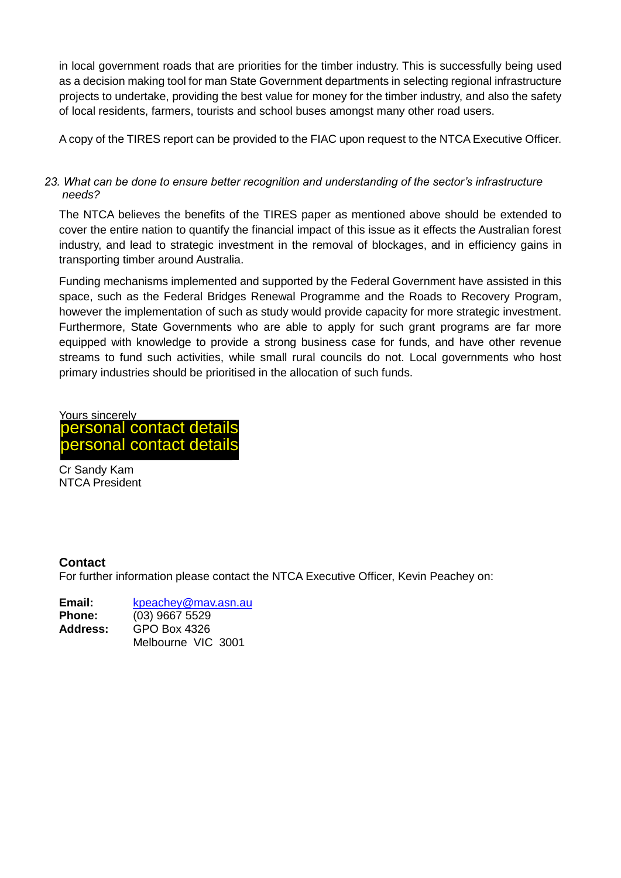in local government roads that are priorities for the timber industry. This is successfully being used as a decision making tool for man State Government departments in selecting regional infrastructure projects to undertake, providing the best value for money for the timber industry, and also the safety of local residents, farmers, tourists and school buses amongst many other road users.

A copy of the TIRES report can be provided to the FIAC upon request to the NTCA Executive Officer.

*23. What can be done to ensure better recognition and understanding of the sector's infrastructure needs?*

The NTCA believes the benefits of the TIRES paper as mentioned above should be extended to cover the entire nation to quantify the financial impact of this issue as it effects the Australian forest industry, and lead to strategic investment in the removal of blockages, and in efficiency gains in transporting timber around Australia.

Funding mechanisms implemented and supported by the Federal Government have assisted in this space, such as the Federal Bridges Renewal Programme and the Roads to Recovery Program, however the implementation of such as study would provide capacity for more strategic investment. Furthermore, State Governments who are able to apply for such grant programs are far more equipped with knowledge to provide a strong business case for funds, and have other revenue streams to fund such activities, while small rural councils do not. Local governments who host primary industries should be prioritised in the allocation of such funds.

Yours sincerely

personal contact details
personal contact details

Cr Sandy Kam
NTCA President

**Contact**

For further information please contact the NTCA Executive Officer, Kevin Peachey on:

| | |
|---|---|
| **Email:** | kpeachey@mav.asn.au |
| **Phone:** | (03) 9667 5529 |
| **Address:** | GPO Box 4326<br>Melbourne VIC 3001 |